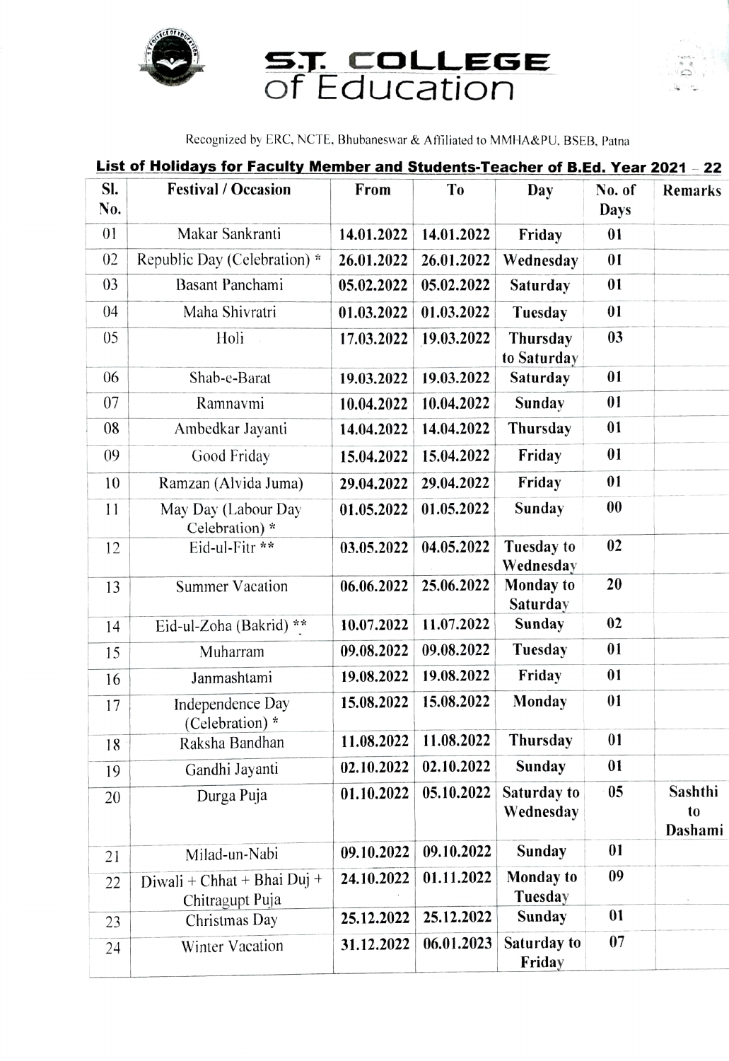# S.T. COLLEGE of Education

Recognized by ERC, NCTE, Bhubaneswar & Affiliated to MMHA&PU, BSEB, Patna

## List of Holidays for Faculty Member and Students-Teacher of B.Ed. Year 2021 – 22

| Sl. No. | Festival / Occasion | From | To | Day | No. of Days | Remarks |
|---|---|---|---|---|---|---|
| 01 | Makar Sankranti | 14.01.2022 | 14.01.2022 | Friday | 01 | |
| 02 | Republic Day (Celebration) * | 26.01.2022 | 26.01.2022 | Wednesday | 01 | |
| 03 | Basant Panchami | 05.02.2022 | 05.02.2022 | Saturday | 01 | |
| 04 | Maha Shivratri | 01.03.2022 | 01.03.2022 | Tuesday | 01 | |
| 05 | Holi | 17.03.2022 | 19.03.2022 | Thursday to Saturday | 03 | |
| 06 | Shab-e-Barat | 19.03.2022 | 19.03.2022 | Saturday | 01 | |
| 07 | Ramnavmi | 10.04.2022 | 10.04.2022 | Sunday | 01 | |
| 08 | Ambedkar Jayanti | 14.04.2022 | 14.04.2022 | Thursday | 01 | |
| 09 | Good Friday | 15.04.2022 | 15.04.2022 | Friday | 01 | |
| 10 | Ramzan (Alvida Juma) | 29.04.2022 | 29.04.2022 | Friday | 01 | |
| 11 | May Day (Labour Day Celebration) * | 01.05.2022 | 01.05.2022 | Sunday | 00 | |
| 12 | Eid-ul-Fitr ** | 03.05.2022 | 04.05.2022 | Tuesday to Wednesday | 02 | |
| 13 | Summer Vacation | 06.06.2022 | 25.06.2022 | Monday to Saturday | 20 | |
| 14 | Eid-ul-Zoha (Bakrid) ** | 10.07.2022 | 11.07.2022 | Sunday | 02 | |
| 15 | Muharram | 09.08.2022 | 09.08.2022 | Tuesday | 01 | |
| 16 | Janmashtami | 19.08.2022 | 19.08.2022 | Friday | 01 | |
| 17 | Independence Day (Celebration) * | 15.08.2022 | 15.08.2022 | Monday | 01 | |
| 18 | Raksha Bandhan | 11.08.2022 | 11.08.2022 | Thursday | 01 | |
| 19 | Gandhi Jayanti | 02.10.2022 | 02.10.2022 | Sunday | 01 | |
| 20 | Durga Puja | 01.10.2022 | 05.10.2022 | Saturday to Wednesday | 05 | Sashthi to Dashami |
| 21 | Milad-un-Nabi | 09.10.2022 | 09.10.2022 | Sunday | 01 | |
| 22 | Diwali + Chhat + Bhai Duj + Chitragupt Puja | 24.10.2022 | 01.11.2022 | Monday to Tuesday | 09 | |
| 23 | Christmas Day | 25.12.2022 | 25.12.2022 | Sunday | 01 | |
| 24 | Winter Vacation | 31.12.2022 | 06.01.2023 | Saturday to Friday | 07 | |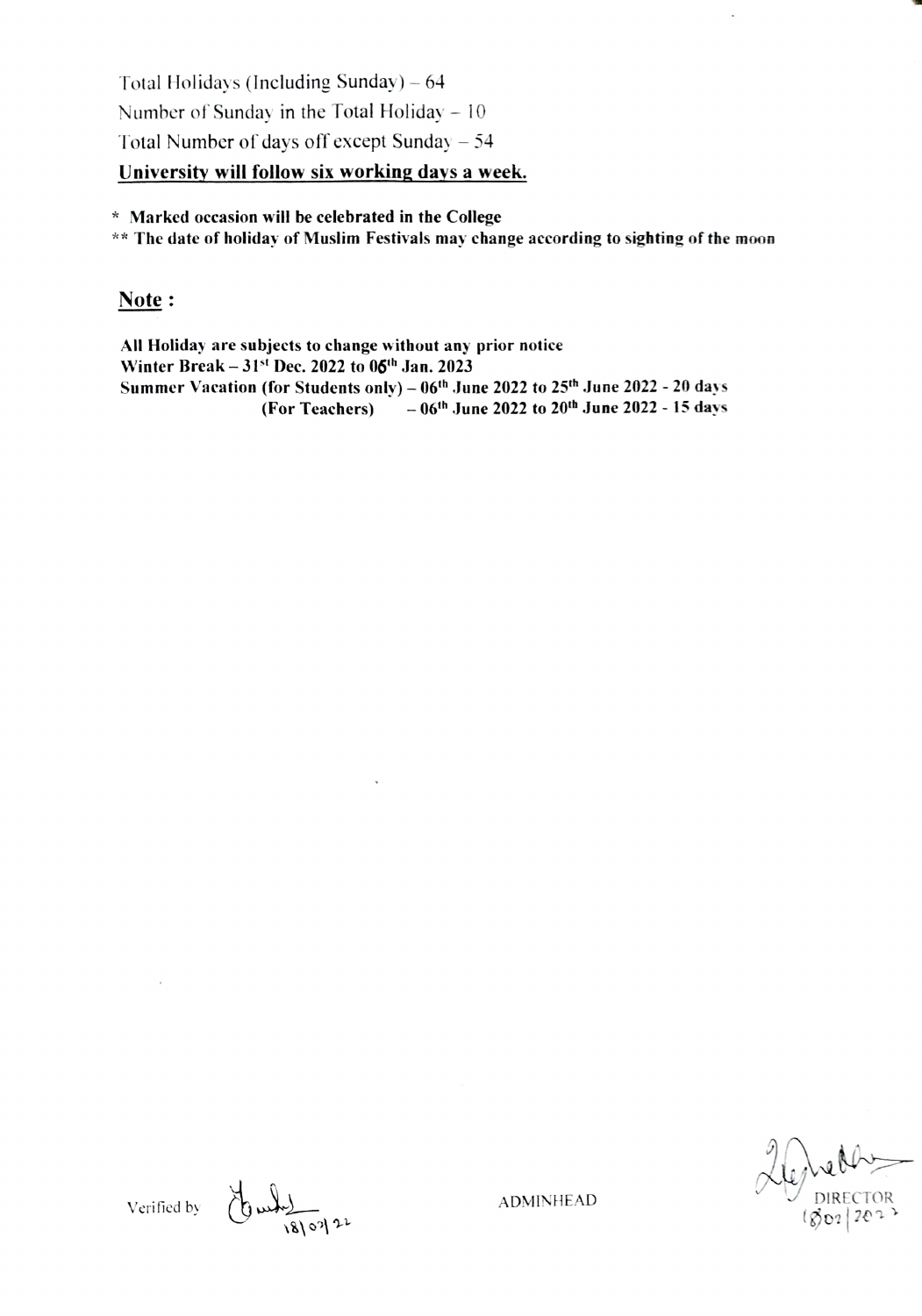Total Holidays (Including Sunday) – 64

Number of Sunday in the Total Holiday – 10

Total Number of days off except Sunday – 54

**<u>University will follow six working days a week.</u>**

\* **Marked occasion will be celebrated in the College**

\*\* **The date of holiday of Muslim Festivals may change according to sighting of the moon**

## <u>Note</u> :

**All Holiday are subjects to change without any prior notice**

**Winter Break – 31st Dec. 2022 to 06th Jan. 2023**

**Summer Vacation (for Students only) – 06th June 2022 to 25th June 2022 - 20 days**

**(For Teachers) – 06th June 2022 to 20th June 2022 - 15 days**

Verified by 18/02/22

ADMINHEAD

DIRECTOR 18/02/2022